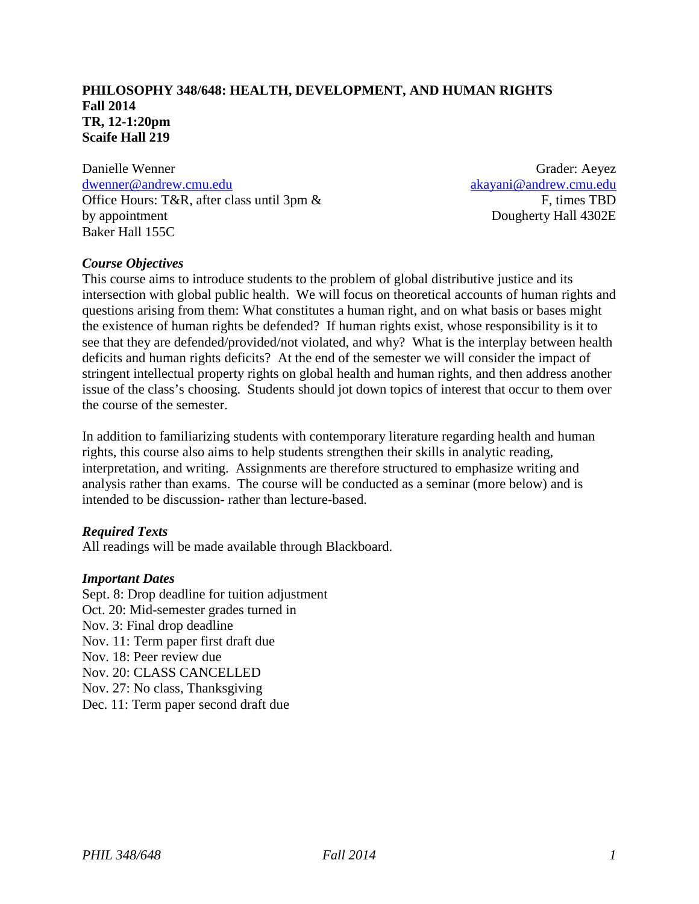# PHILOSOPHY 348/648: HEALTH, DEVELOPMENT, AND HUMAN RIGHTS

**Fall 2014**
**TR, 12-1:20pm**
**Scaife Hall 219**

Danielle Wenner
dwenner@andrew.cmu.edu
Office Hours: T&R, after class until 3pm & by appointment
Baker Hall 155C

Grader: Aeyez
akayani@andrew.cmu.edu
F, times TBD
Dougherty Hall 4302E

***Course Objectives***

This course aims to introduce students to the problem of global distributive justice and its intersection with global public health. We will focus on theoretical accounts of human rights and questions arising from them: What constitutes a human right, and on what basis or bases might the existence of human rights be defended? If human rights exist, whose responsibility is it to see that they are defended/provided/not violated, and why? What is the interplay between health deficits and human rights deficits? At the end of the semester we will consider the impact of stringent intellectual property rights on global health and human rights, and then address another issue of the class's choosing. Students should jot down topics of interest that occur to them over the course of the semester.

In addition to familiarizing students with contemporary literature regarding health and human rights, this course also aims to help students strengthen their skills in analytic reading, interpretation, and writing. Assignments are therefore structured to emphasize writing and analysis rather than exams. The course will be conducted as a seminar (more below) and is intended to be discussion- rather than lecture-based.

***Required Texts***

All readings will be made available through Blackboard.

***Important Dates***

Sept. 8: Drop deadline for tuition adjustment
Oct. 20: Mid-semester grades turned in
Nov. 3: Final drop deadline
Nov. 11: Term paper first draft due
Nov. 18: Peer review due
Nov. 20: CLASS CANCELLED
Nov. 27: No class, Thanksgiving
Dec. 11: Term paper second draft due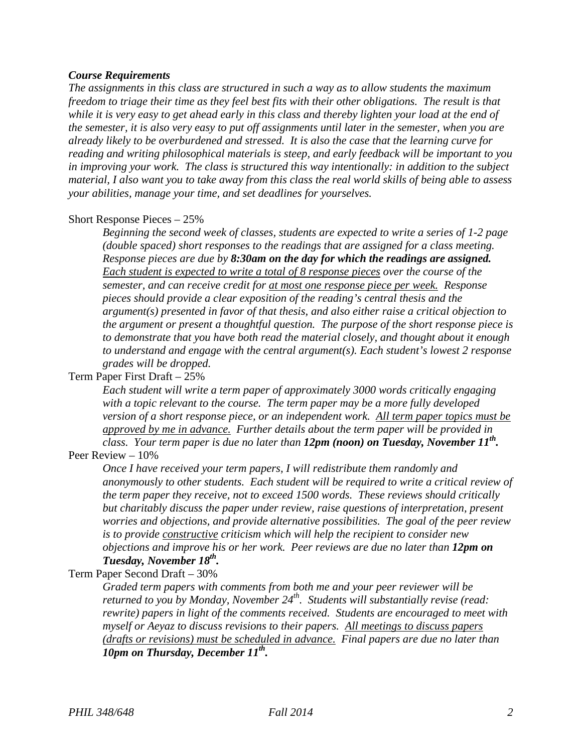***Course Requirements***

*The assignments in this class are structured in such a way as to allow students the maximum freedom to triage their time as they feel best fits with their other obligations. The result is that while it is very easy to get ahead early in this class and thereby lighten your load at the end of the semester, it is also very easy to put off assignments until later in the semester, when you are already likely to be overburdened and stressed. It is also the case that the learning curve for reading and writing philosophical materials is steep, and early feedback will be important to you in improving your work. The class is structured this way intentionally: in addition to the subject material, I also want you to take away from this class the real world skills of being able to assess your abilities, manage your time, and set deadlines for yourselves.*

Short Response Pieces – 25%

*Beginning the second week of classes, students are expected to write a series of 1-2 page (double spaced) short responses to the readings that are assigned for a class meeting. Response pieces are due by* ***8:30am on the day for which the readings are assigned.*** <u>*Each student is expected to write a total of 8 response pieces*</u> *over the course of the semester, and can receive credit for* <u>*at most one response piece per week.*</u> *Response pieces should provide a clear exposition of the reading's central thesis and the argument(s) presented in favor of that thesis, and also either raise a critical objection to the argument or present a thoughtful question. The purpose of the short response piece is to demonstrate that you have both read the material closely, and thought about it enough to understand and engage with the central argument(s). Each student's lowest 2 response grades will be dropped.*

Term Paper First Draft – 25%

*Each student will write a term paper of approximately 3000 words critically engaging with a topic relevant to the course. The term paper may be a more fully developed version of a short response piece, or an independent work.* <u>*All term paper topics must be approved by me in advance.*</u> *Further details about the term paper will be provided in class. Your term paper is due no later than* ***12pm (noon) on Tuesday, November 11th.***

Peer Review – 10%

*Once I have received your term papers, I will redistribute them randomly and anonymously to other students. Each student will be required to write a critical review of the term paper they receive, not to exceed 1500 words. These reviews should critically but charitably discuss the paper under review, raise questions of interpretation, present worries and objections, and provide alternative possibilities. The goal of the peer review is to provide* <u>*constructive*</u> *criticism which will help the recipient to consider new objections and improve his or her work. Peer reviews are due no later than* ***12pm on Tuesday, November 18th.***

Term Paper Second Draft – 30%

*Graded term papers with comments from both me and your peer reviewer will be returned to you by Monday, November 24th. Students will substantially revise (read: rewrite) papers in light of the comments received. Students are encouraged to meet with myself or Aeyaz to discuss revisions to their papers.* <u>*All meetings to discuss papers (drafts or revisions) must be scheduled in advance.*</u> *Final papers are due no later than* ***10pm on Thursday, December 11th.***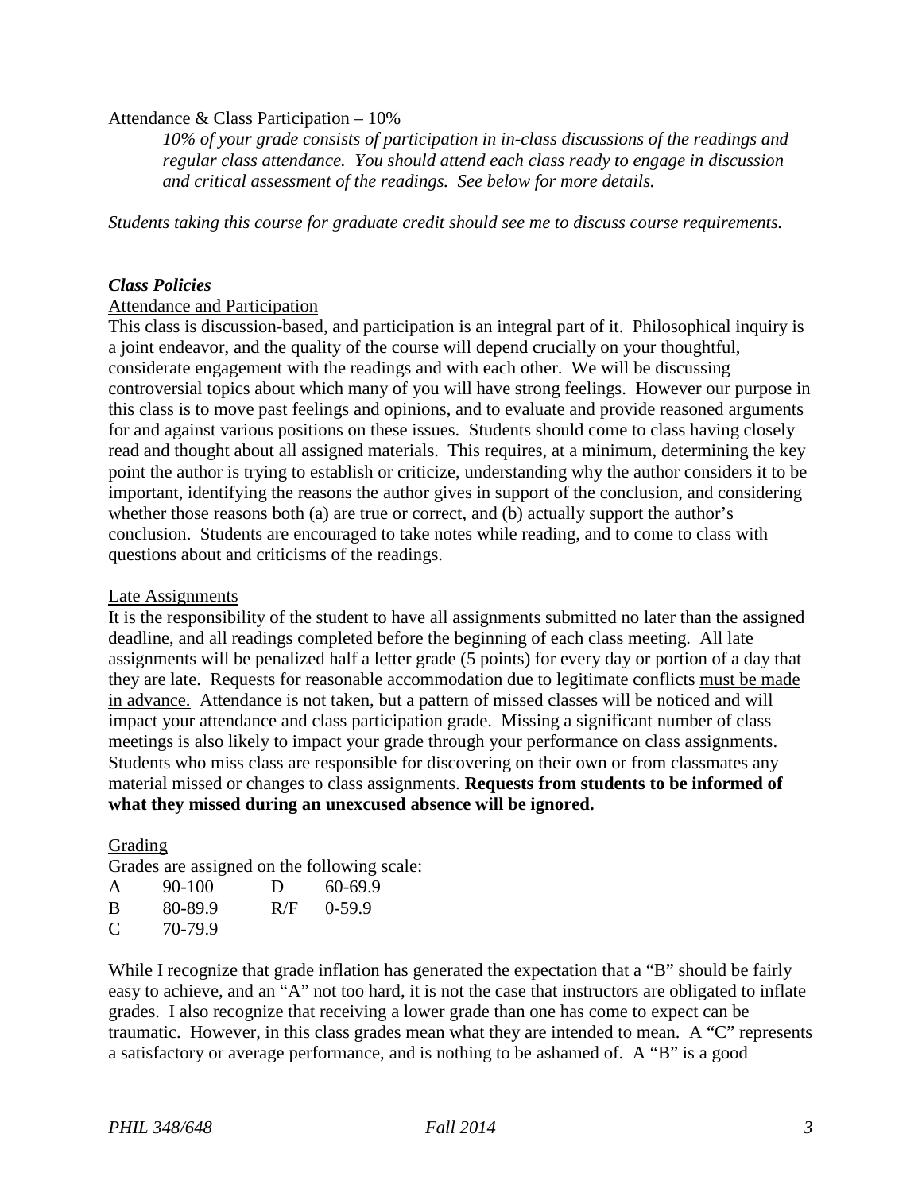Attendance & Class Participation – 10%

*10% of your grade consists of participation in in-class discussions of the readings and regular class attendance. You should attend each class ready to engage in discussion and critical assessment of the readings. See below for more details.*

*Students taking this course for graduate credit should see me to discuss course requirements.*

## ***Class Policies***

### Attendance and Participation

This class is discussion-based, and participation is an integral part of it. Philosophical inquiry is a joint endeavor, and the quality of the course will depend crucially on your thoughtful, considerate engagement with the readings and with each other. We will be discussing controversial topics about which many of you will have strong feelings. However our purpose in this class is to move past feelings and opinions, and to evaluate and provide reasoned arguments for and against various positions on these issues. Students should come to class having closely read and thought about all assigned materials. This requires, at a minimum, determining the key point the author is trying to establish or criticize, understanding why the author considers it to be important, identifying the reasons the author gives in support of the conclusion, and considering whether those reasons both (a) are true or correct, and (b) actually support the author's conclusion. Students are encouraged to take notes while reading, and to come to class with questions about and criticisms of the readings.

### Late Assignments

It is the responsibility of the student to have all assignments submitted no later than the assigned deadline, and all readings completed before the beginning of each class meeting. All late assignments will be penalized half a letter grade (5 points) for every day or portion of a day that they are late. Requests for reasonable accommodation due to legitimate conflicts <u>must be made in advance.</u> Attendance is not taken, but a pattern of missed classes will be noticed and will impact your attendance and class participation grade. Missing a significant number of class meetings is also likely to impact your grade through your performance on class assignments. Students who miss class are responsible for discovering on their own or from classmates any material missed or changes to class assignments. **Requests from students to be informed of what they missed during an unexcused absence will be ignored.**

### Grading

Grades are assigned on the following scale:

| | | | |
|---|---|---|---|
| A | 90-100 | D | 60-69.9 |
| B | 80-89.9 | R/F | 0-59.9 |
| C | 70-79.9 | | |

While I recognize that grade inflation has generated the expectation that a "B" should be fairly easy to achieve, and an "A" not too hard, it is not the case that instructors are obligated to inflate grades. I also recognize that receiving a lower grade than one has come to expect can be traumatic. However, in this class grades mean what they are intended to mean. A "C" represents a satisfactory or average performance, and is nothing to be ashamed of. A "B" is a good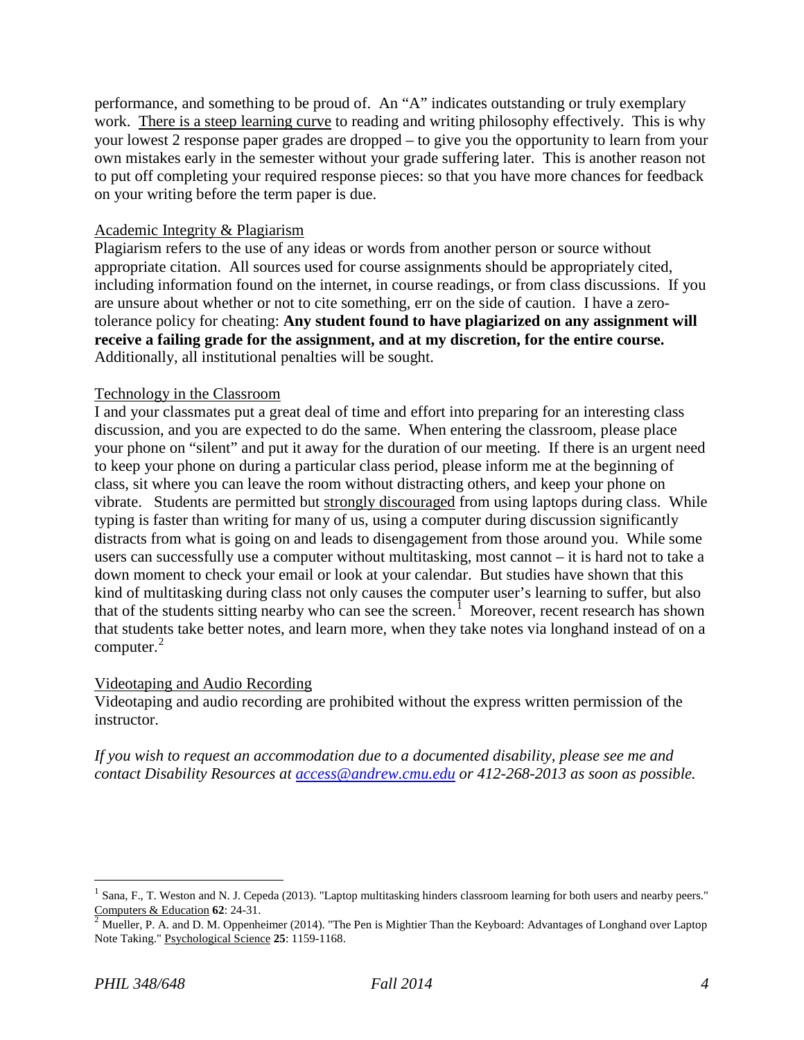performance, and something to be proud of. An "A" indicates outstanding or truly exemplary work. There is a steep learning curve to reading and writing philosophy effectively. This is why your lowest 2 response paper grades are dropped – to give you the opportunity to learn from your own mistakes early in the semester without your grade suffering later. This is another reason not to put off completing your required response pieces: so that you have more chances for feedback on your writing before the term paper is due.

### Academic Integrity & Plagiarism

Plagiarism refers to the use of any ideas or words from another person or source without appropriate citation. All sources used for course assignments should be appropriately cited, including information found on the internet, in course readings, or from class discussions. If you are unsure about whether or not to cite something, err on the side of caution. I have a zero-tolerance policy for cheating: **Any student found to have plagiarized on any assignment will receive a failing grade for the assignment, and at my discretion, for the entire course.** Additionally, all institutional penalties will be sought.

### Technology in the Classroom

I and your classmates put a great deal of time and effort into preparing for an interesting class discussion, and you are expected to do the same. When entering the classroom, please place your phone on "silent" and put it away for the duration of our meeting. If there is an urgent need to keep your phone on during a particular class period, please inform me at the beginning of class, sit where you can leave the room without distracting others, and keep your phone on vibrate. Students are permitted but strongly discouraged from using laptops during class. While typing is faster than writing for many of us, using a computer during discussion significantly distracts from what is going on and leads to disengagement from those around you. While some users can successfully use a computer without multitasking, most cannot – it is hard not to take a down moment to check your email or look at your calendar. But studies have shown that this kind of multitasking during class not only causes the computer user's learning to suffer, but also that of the students sitting nearby who can see the screen.[1] Moreover, recent research has shown that students take better notes, and learn more, when they take notes via longhand instead of on a computer.[2]

### Videotaping and Audio Recording

Videotaping and audio recording are prohibited without the express written permission of the instructor.

*If you wish to request an accommodation due to a documented disability, please see me and contact Disability Resources at access@andrew.cmu.edu or 412-268-2013 as soon as possible.*

---

[1] Sana, F., T. Weston and N. J. Cepeda (2013). "Laptop multitasking hinders classroom learning for both users and nearby peers." Computers & Education **62**: 24-31.

[2] Mueller, P. A. and D. M. Oppenheimer (2014). "The Pen is Mightier Than the Keyboard: Advantages of Longhand over Laptop Note Taking." Psychological Science **25**: 1159-1168.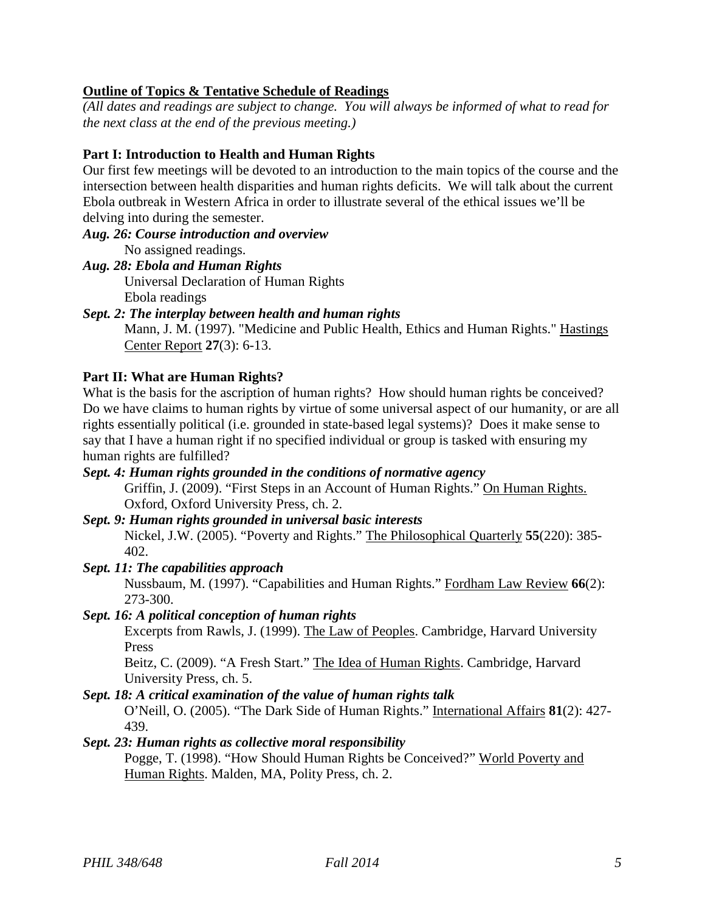**Outline of Topics & Tentative Schedule of Readings**

*(All dates and readings are subject to change. You will always be informed of what to read for the next class at the end of the previous meeting.)*

**Part I: Introduction to Health and Human Rights**

Our first few meetings will be devoted to an introduction to the main topics of the course and the intersection between health disparities and human rights deficits. We will talk about the current Ebola outbreak in Western Africa in order to illustrate several of the ethical issues we'll be delving into during the semester.

***Aug. 26: Course introduction and overview***

No assigned readings.

***Aug. 28: Ebola and Human Rights***

Universal Declaration of Human Rights
Ebola readings

***Sept. 2: The interplay between health and human rights***

Mann, J. M. (1997). "Medicine and Public Health, Ethics and Human Rights." Hastings Center Report **27**(3): 6-13.

**Part II: What are Human Rights?**

What is the basis for the ascription of human rights? How should human rights be conceived? Do we have claims to human rights by virtue of some universal aspect of our humanity, or are all rights essentially political (i.e. grounded in state-based legal systems)? Does it make sense to say that I have a human right if no specified individual or group is tasked with ensuring my human rights are fulfilled?

***Sept. 4: Human rights grounded in the conditions of normative agency***

Griffin, J. (2009). "First Steps in an Account of Human Rights." On Human Rights. Oxford, Oxford University Press, ch. 2.

***Sept. 9: Human rights grounded in universal basic interests***

Nickel, J.W. (2005). "Poverty and Rights." The Philosophical Quarterly **55**(220): 385-402.

***Sept. 11: The capabilities approach***

Nussbaum, M. (1997). "Capabilities and Human Rights." Fordham Law Review **66**(2): 273-300.

***Sept. 16: A political conception of human rights***

Excerpts from Rawls, J. (1999). The Law of Peoples. Cambridge, Harvard University Press

Beitz, C. (2009). "A Fresh Start." The Idea of Human Rights. Cambridge, Harvard University Press, ch. 5.

***Sept. 18: A critical examination of the value of human rights talk***

O'Neill, O. (2005). "The Dark Side of Human Rights." International Affairs **81**(2): 427-439.

***Sept. 23: Human rights as collective moral responsibility***

Pogge, T. (1998). "How Should Human Rights be Conceived?" World Poverty and Human Rights. Malden, MA, Polity Press, ch. 2.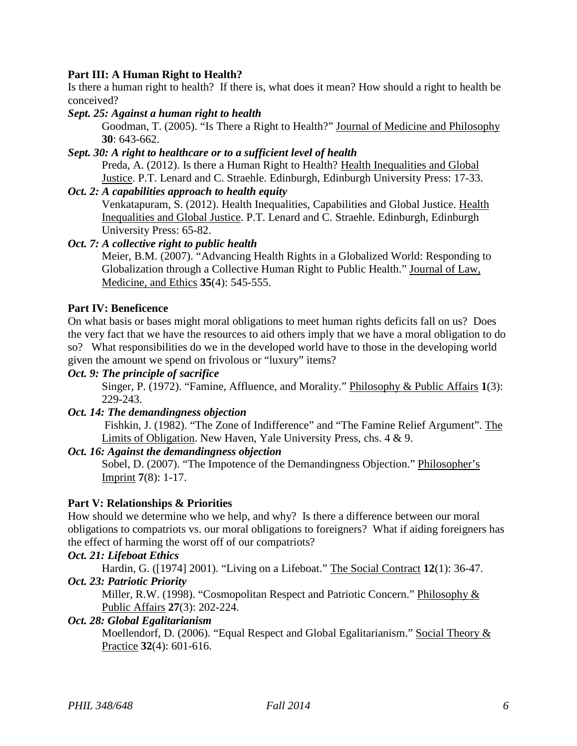**Part III: A Human Right to Health?**

Is there a human right to health? If there is, what does it mean? How should a right to health be conceived?

***Sept. 25: Against a human right to health***

Goodman, T. (2005). "Is There a Right to Health?" Journal of Medicine and Philosophy **30**: 643-662.

***Sept. 30: A right to healthcare or to a sufficient level of health***

Preda, A. (2012). Is there a Human Right to Health? Health Inequalities and Global Justice. P.T. Lenard and C. Straehle. Edinburgh, Edinburgh University Press: 17-33.

***Oct. 2: A capabilities approach to health equity***

Venkatapuram, S. (2012). Health Inequalities, Capabilities and Global Justice. Health Inequalities and Global Justice. P.T. Lenard and C. Straehle. Edinburgh, Edinburgh University Press: 65-82.

***Oct. 7: A collective right to public health***

Meier, B.M. (2007). "Advancing Health Rights in a Globalized World: Responding to Globalization through a Collective Human Right to Public Health." Journal of Law, Medicine, and Ethics **35**(4): 545-555.

**Part IV: Beneficence**

On what basis or bases might moral obligations to meet human rights deficits fall on us? Does the very fact that we have the resources to aid others imply that we have a moral obligation to do so? What responsibilities do we in the developed world have to those in the developing world given the amount we spend on frivolous or "luxury" items?

***Oct. 9: The principle of sacrifice***

Singer, P. (1972). "Famine, Affluence, and Morality." Philosophy & Public Affairs **1**(3): 229-243.

***Oct. 14: The demandingness objection***

Fishkin, J. (1982). "The Zone of Indifference" and "The Famine Relief Argument". The Limits of Obligation. New Haven, Yale University Press, chs. 4 & 9.

***Oct. 16: Against the demandingness objection***

Sobel, D. (2007). "The Impotence of the Demandingness Objection." Philosopher's Imprint **7**(8): 1-17.

**Part V: Relationships & Priorities**

How should we determine who we help, and why? Is there a difference between our moral obligations to compatriots vs. our moral obligations to foreigners? What if aiding foreigners has the effect of harming the worst off of our compatriots?

***Oct. 21: Lifeboat Ethics***

Hardin, G. ([1974] 2001). "Living on a Lifeboat." The Social Contract **12**(1): 36-47.

***Oct. 23: Patriotic Priority***

Miller, R.W. (1998). "Cosmopolitan Respect and Patriotic Concern." Philosophy & Public Affairs **27**(3): 202-224.

***Oct. 28: Global Egalitarianism***

Moellendorf, D. (2006). "Equal Respect and Global Egalitarianism." Social Theory & Practice **32**(4): 601-616.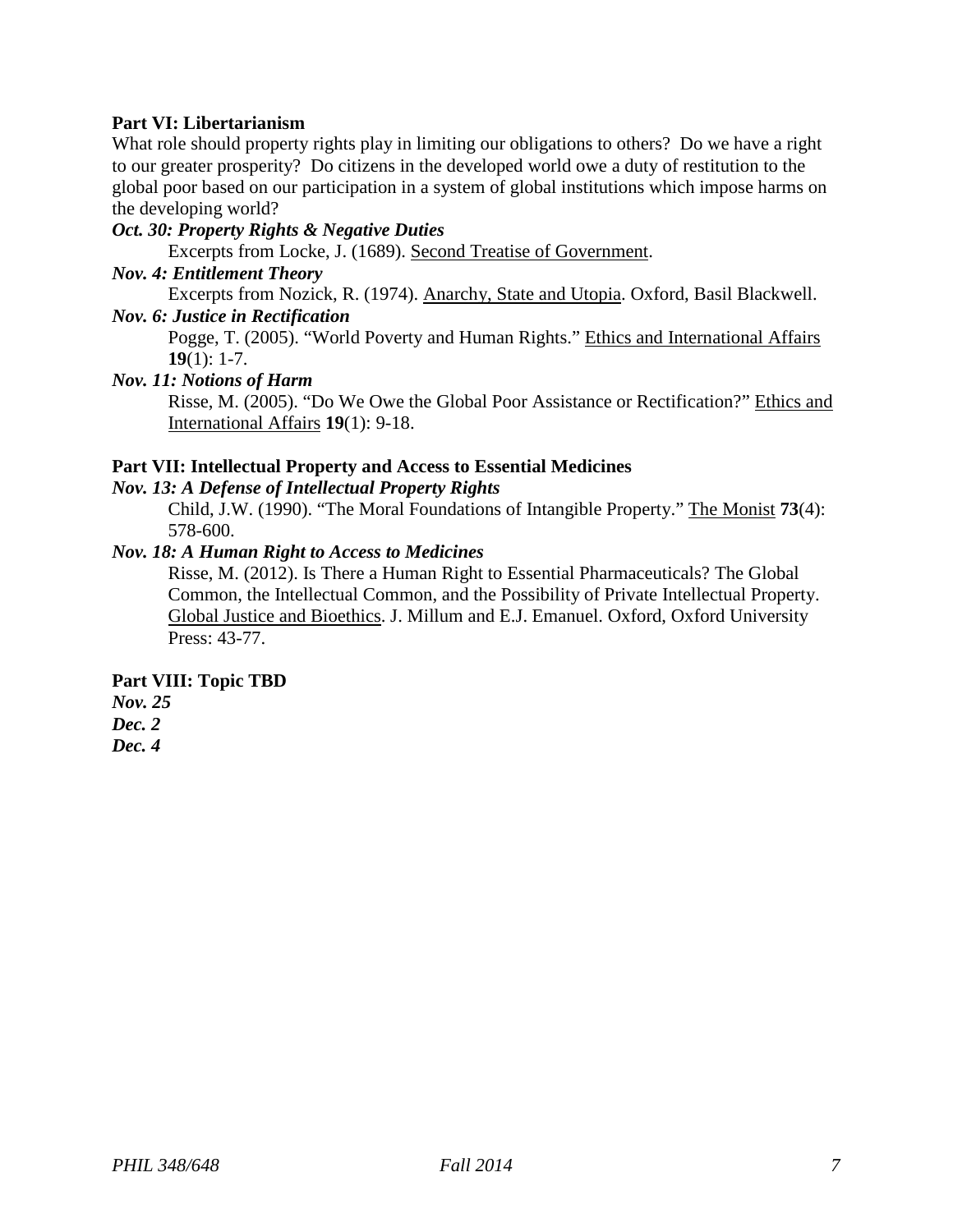**Part VI: Libertarianism**

What role should property rights play in limiting our obligations to others? Do we have a right to our greater prosperity? Do citizens in the developed world owe a duty of restitution to the global poor based on our participation in a system of global institutions which impose harms on the developing world?

***Oct. 30: Property Rights & Negative Duties***

Excerpts from Locke, J. (1689). Second Treatise of Government.

***Nov. 4: Entitlement Theory***

Excerpts from Nozick, R. (1974). Anarchy, State and Utopia. Oxford, Basil Blackwell.

***Nov. 6: Justice in Rectification***

Pogge, T. (2005). "World Poverty and Human Rights." Ethics and International Affairs **19**(1): 1-7.

***Nov. 11: Notions of Harm***

Risse, M. (2005). "Do We Owe the Global Poor Assistance or Rectification?" Ethics and International Affairs **19**(1): 9-18.

**Part VII: Intellectual Property and Access to Essential Medicines**

***Nov. 13: A Defense of Intellectual Property Rights***

Child, J.W. (1990). "The Moral Foundations of Intangible Property." The Monist **73**(4): 578-600.

***Nov. 18: A Human Right to Access to Medicines***

Risse, M. (2012). Is There a Human Right to Essential Pharmaceuticals? The Global Common, the Intellectual Common, and the Possibility of Private Intellectual Property. Global Justice and Bioethics. J. Millum and E.J. Emanuel. Oxford, Oxford University Press: 43-77.

**Part VIII: Topic TBD**

***Nov. 25***

***Dec. 2***

***Dec. 4***